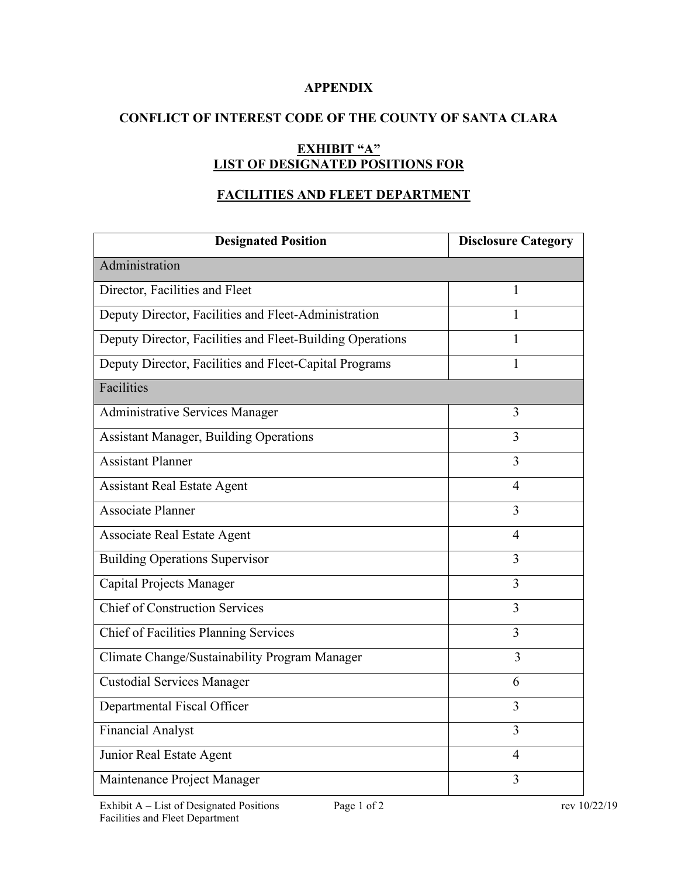**APPENDIX**

**CONFLICT OF INTEREST CODE OF THE COUNTY OF SANTA CLARA**

**EXHIBIT "A"**
**LIST OF DESIGNATED POSITIONS FOR**

**FACILITIES AND FLEET DEPARTMENT**

| Designated Position | Disclosure Category |
| --- | --- |
| Administration | |
| Director, Facilities and Fleet | 1 |
| Deputy Director, Facilities and Fleet-Administration | 1 |
| Deputy Director, Facilities and Fleet-Building Operations | 1 |
| Deputy Director, Facilities and Fleet-Capital Programs | 1 |
| Facilities | |
| Administrative Services Manager | 3 |
| Assistant Manager, Building Operations | 3 |
| Assistant Planner | 3 |
| Assistant Real Estate Agent | 4 |
| Associate Planner | 3 |
| Associate Real Estate Agent | 4 |
| Building Operations Supervisor | 3 |
| Capital Projects Manager | 3 |
| Chief of Construction Services | 3 |
| Chief of Facilities Planning Services | 3 |
| Climate Change/Sustainability Program Manager | 3 |
| Custodial Services Manager | 6 |
| Departmental Fiscal Officer | 3 |
| Financial Analyst | 3 |
| Junior Real Estate Agent | 4 |
| Maintenance Project Manager | 3 |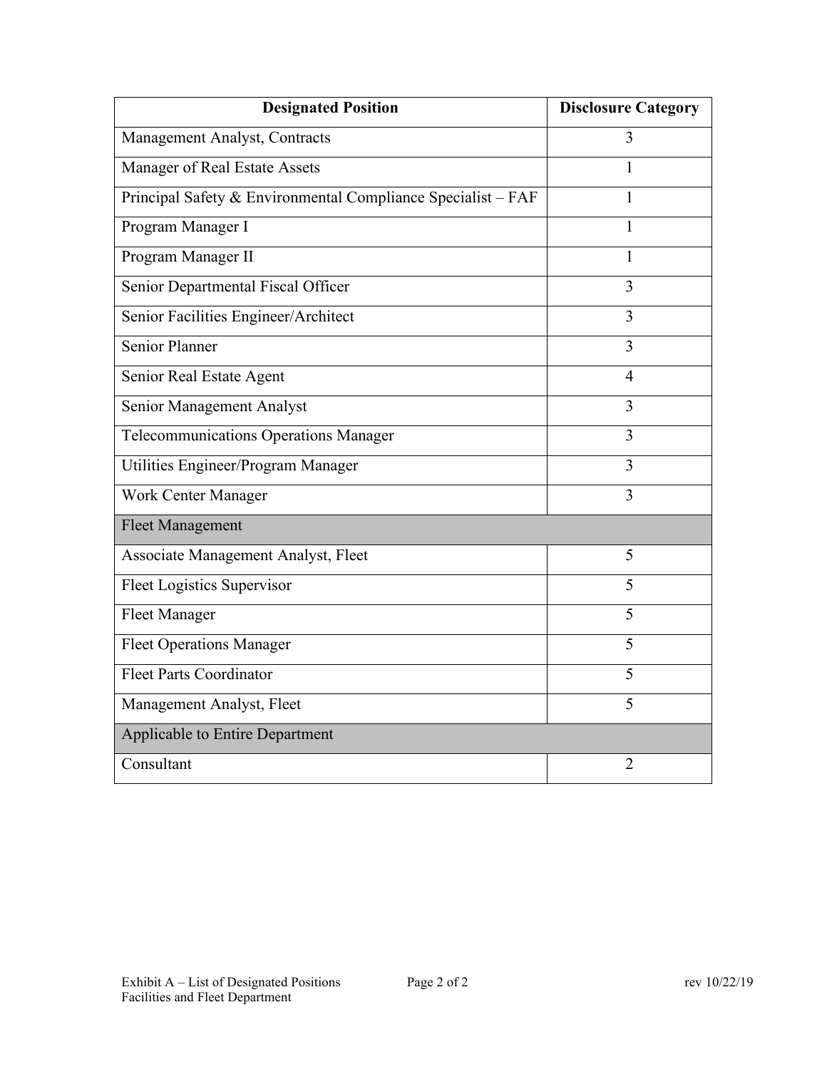| Designated Position | Disclosure Category |
|---|---|
| Management Analyst, Contracts | 3 |
| Manager of Real Estate Assets | 1 |
| Principal Safety & Environmental Compliance Specialist – FAF | 1 |
| Program Manager I | 1 |
| Program Manager II | 1 |
| Senior Departmental Fiscal Officer | 3 |
| Senior Facilities Engineer/Architect | 3 |
| Senior Planner | 3 |
| Senior Real Estate Agent | 4 |
| Senior Management Analyst | 3 |
| Telecommunications Operations Manager | 3 |
| Utilities Engineer/Program Manager | 3 |
| Work Center Manager | 3 |
| Fleet Management | |
| Associate Management Analyst, Fleet | 5 |
| Fleet Logistics Supervisor | 5 |
| Fleet Manager | 5 |
| Fleet Operations Manager | 5 |
| Fleet Parts Coordinator | 5 |
| Management Analyst, Fleet | 5 |
| Applicable to Entire Department | |
| Consultant | 2 |

Exhibit A – List of Designated Positions
Facilities and Fleet Department

rev 10/22/19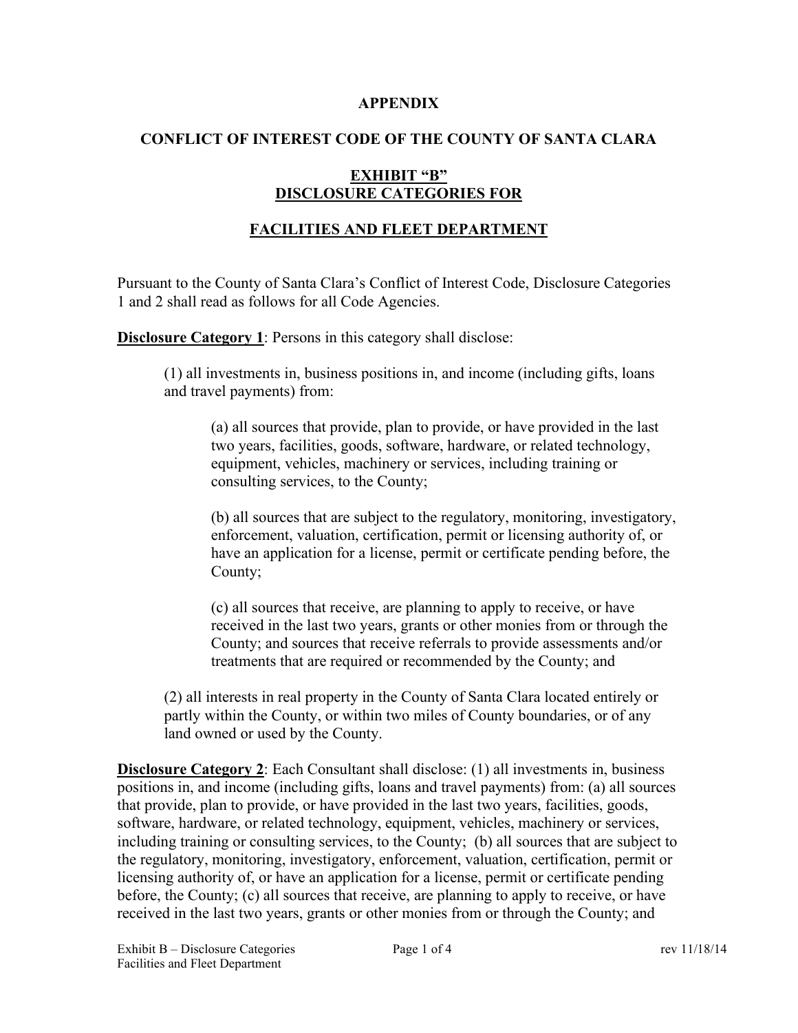**APPENDIX**

**CONFLICT OF INTEREST CODE OF THE COUNTY OF SANTA CLARA**

**EXHIBIT "B"**
**DISCLOSURE CATEGORIES FOR**

**FACILITIES AND FLEET DEPARTMENT**

Pursuant to the County of Santa Clara's Conflict of Interest Code, Disclosure Categories 1 and 2 shall read as follows for all Code Agencies.

**Disclosure Category 1**: Persons in this category shall disclose:

(1) all investments in, business positions in, and income (including gifts, loans and travel payments) from:

(a) all sources that provide, plan to provide, or have provided in the last two years, facilities, goods, software, hardware, or related technology, equipment, vehicles, machinery or services, including training or consulting services, to the County;

(b) all sources that are subject to the regulatory, monitoring, investigatory, enforcement, valuation, certification, permit or licensing authority of, or have an application for a license, permit or certificate pending before, the County;

(c) all sources that receive, are planning to apply to receive, or have received in the last two years, grants or other monies from or through the County; and sources that receive referrals to provide assessments and/or treatments that are required or recommended by the County; and

(2) all interests in real property in the County of Santa Clara located entirely or partly within the County, or within two miles of County boundaries, or of any land owned or used by the County.

**Disclosure Category 2**: Each Consultant shall disclose: (1) all investments in, business positions in, and income (including gifts, loans and travel payments) from: (a) all sources that provide, plan to provide, or have provided in the last two years, facilities, goods, software, hardware, or related technology, equipment, vehicles, machinery or services, including training or consulting services, to the County; (b) all sources that are subject to the regulatory, monitoring, investigatory, enforcement, valuation, certification, permit or licensing authority of, or have an application for a license, permit or certificate pending before, the County; (c) all sources that receive, are planning to apply to receive, or have received in the last two years, grants or other monies from or through the County; and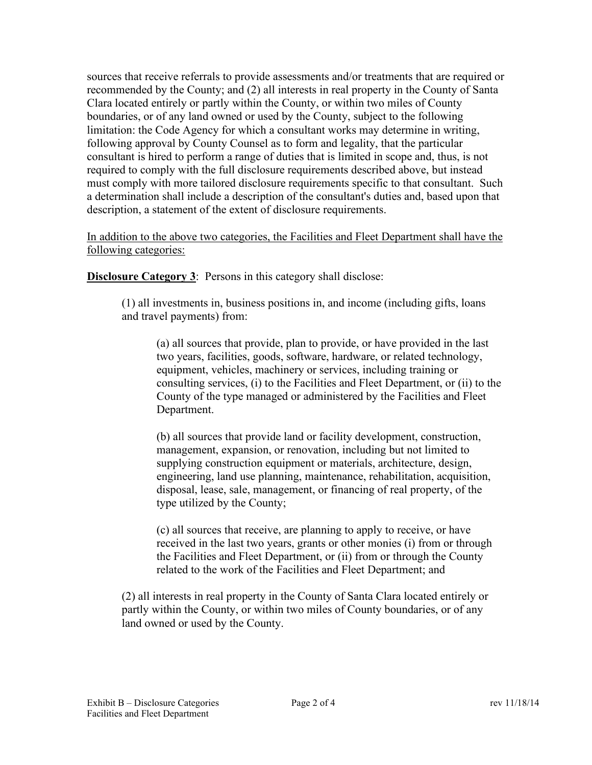sources that receive referrals to provide assessments and/or treatments that are required or recommended by the County; and (2) all interests in real property in the County of Santa Clara located entirely or partly within the County, or within two miles of County boundaries, or of any land owned or used by the County, subject to the following limitation: the Code Agency for which a consultant works may determine in writing, following approval by County Counsel as to form and legality, that the particular consultant is hired to perform a range of duties that is limited in scope and, thus, is not required to comply with the full disclosure requirements described above, but instead must comply with more tailored disclosure requirements specific to that consultant. Such a determination shall include a description of the consultant's duties and, based upon that description, a statement of the extent of disclosure requirements.

<u>In addition to the above two categories, the Facilities and Fleet Department shall have the following categories:</u>

**<u>Disclosure Category 3</u>**: Persons in this category shall disclose:

> (1) all investments in, business positions in, and income (including gifts, loans and travel payments) from:
>
> > (a) all sources that provide, plan to provide, or have provided in the last two years, facilities, goods, software, hardware, or related technology, equipment, vehicles, machinery or services, including training or consulting services, (i) to the Facilities and Fleet Department, or (ii) to the County of the type managed or administered by the Facilities and Fleet Department.
> >
> > (b) all sources that provide land or facility development, construction, management, expansion, or renovation, including but not limited to supplying construction equipment or materials, architecture, design, engineering, land use planning, maintenance, rehabilitation, acquisition, disposal, lease, sale, management, or financing of real property, of the type utilized by the County;
> >
> > (c) all sources that receive, are planning to apply to receive, or have received in the last two years, grants or other monies (i) from or through the Facilities and Fleet Department, or (ii) from or through the County related to the work of the Facilities and Fleet Department; and
>
> (2) all interests in real property in the County of Santa Clara located entirely or partly within the County, or within two miles of County boundaries, or of any land owned or used by the County.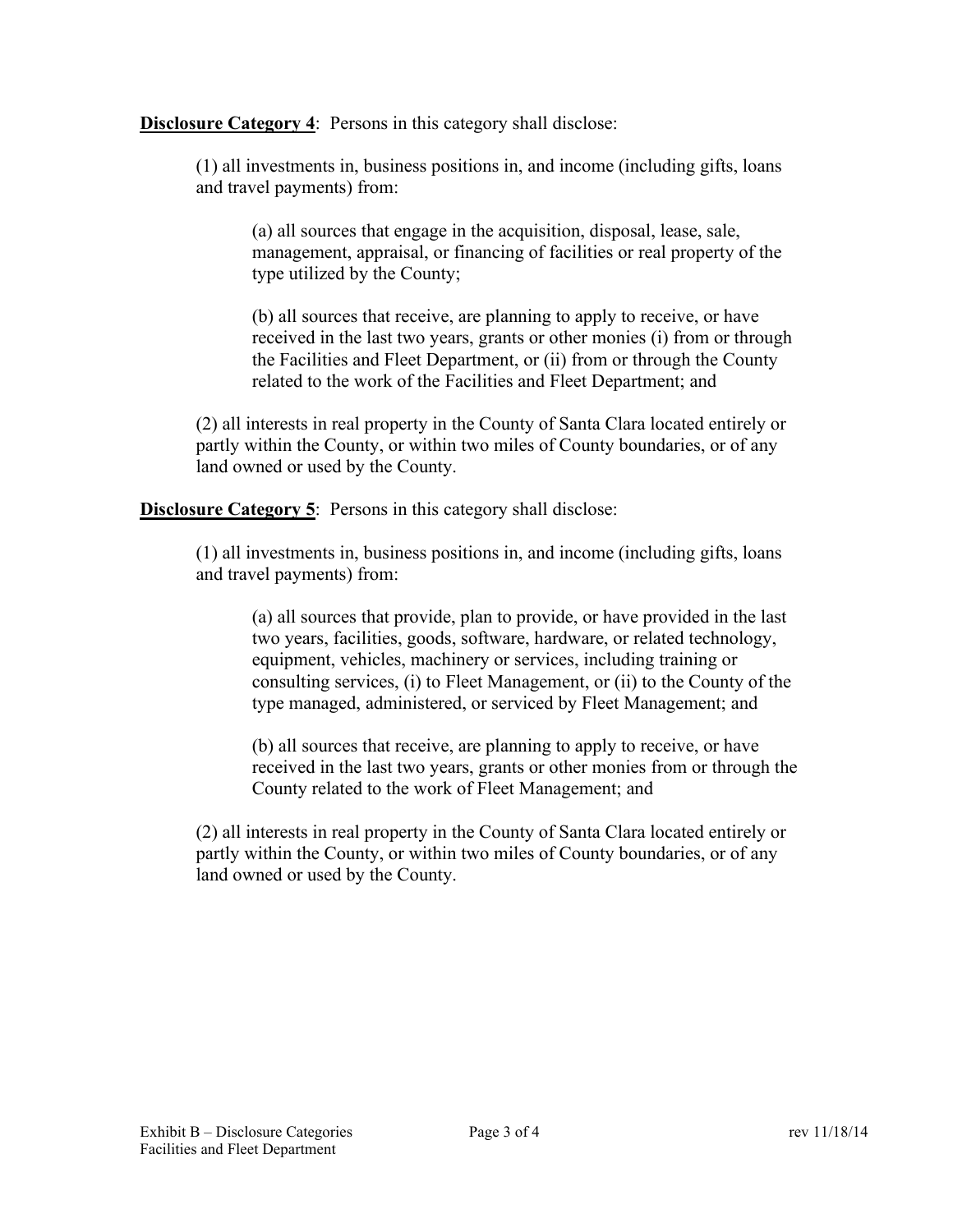**<u>Disclosure Category 4</u>**: Persons in this category shall disclose:

(1) all investments in, business positions in, and income (including gifts, loans and travel payments) from:

(a) all sources that engage in the acquisition, disposal, lease, sale, management, appraisal, or financing of facilities or real property of the type utilized by the County;

(b) all sources that receive, are planning to apply to receive, or have received in the last two years, grants or other monies (i) from or through the Facilities and Fleet Department, or (ii) from or through the County related to the work of the Facilities and Fleet Department; and

(2) all interests in real property in the County of Santa Clara located entirely or partly within the County, or within two miles of County boundaries, or of any land owned or used by the County.

**<u>Disclosure Category 5</u>**: Persons in this category shall disclose:

(1) all investments in, business positions in, and income (including gifts, loans and travel payments) from:

(a) all sources that provide, plan to provide, or have provided in the last two years, facilities, goods, software, hardware, or related technology, equipment, vehicles, machinery or services, including training or consulting services, (i) to Fleet Management, or (ii) to the County of the type managed, administered, or serviced by Fleet Management; and

(b) all sources that receive, are planning to apply to receive, or have received in the last two years, grants or other monies from or through the County related to the work of Fleet Management; and

(2) all interests in real property in the County of Santa Clara located entirely or partly within the County, or within two miles of County boundaries, or of any land owned or used by the County.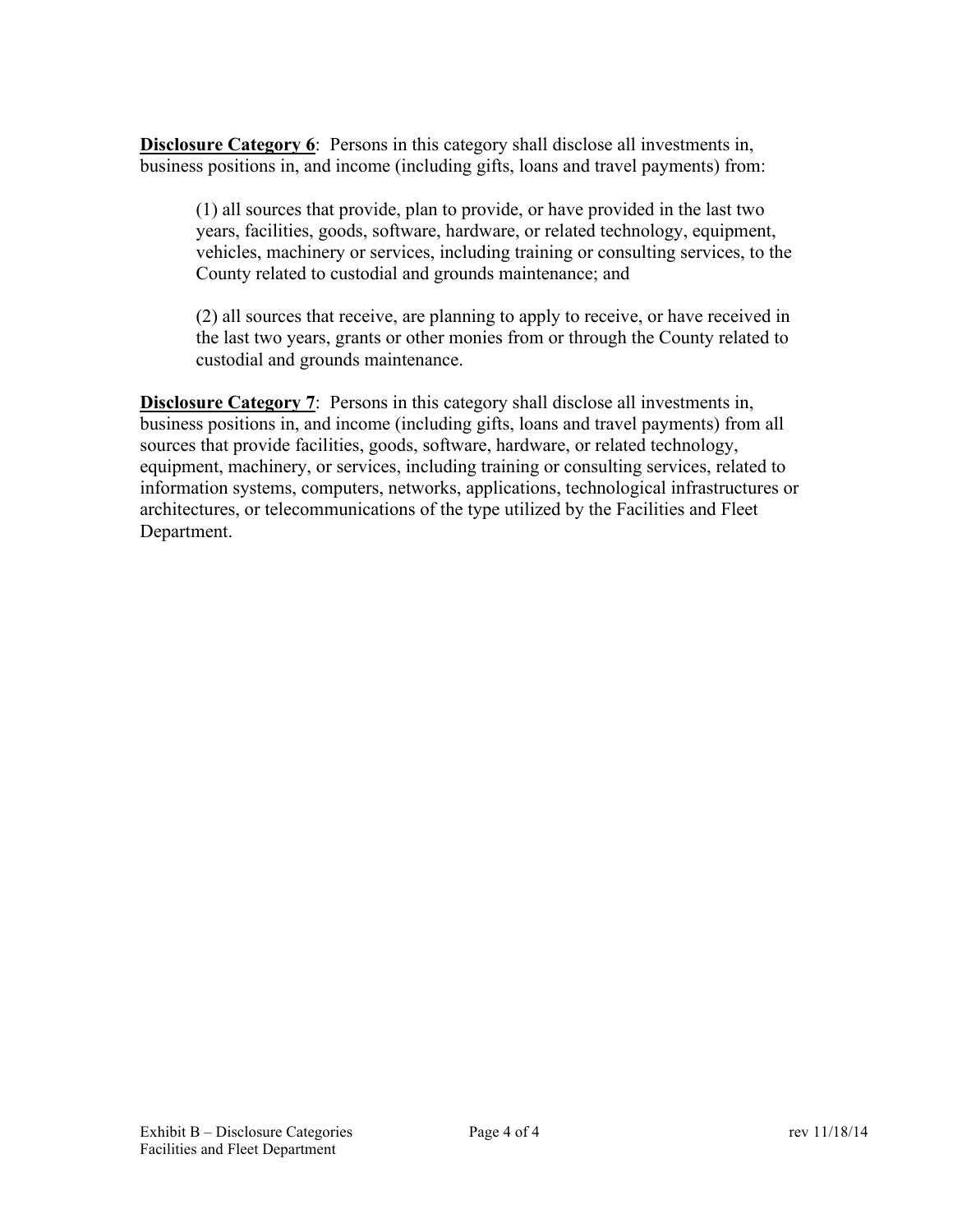**Disclosure Category 6**: Persons in this category shall disclose all investments in, business positions in, and income (including gifts, loans and travel payments) from:

(1) all sources that provide, plan to provide, or have provided in the last two years, facilities, goods, software, hardware, or related technology, equipment, vehicles, machinery or services, including training or consulting services, to the County related to custodial and grounds maintenance; and

(2) all sources that receive, are planning to apply to receive, or have received in the last two years, grants or other monies from or through the County related to custodial and grounds maintenance.

**Disclosure Category 7**: Persons in this category shall disclose all investments in, business positions in, and income (including gifts, loans and travel payments) from all sources that provide facilities, goods, software, hardware, or related technology, equipment, machinery, or services, including training or consulting services, related to information systems, computers, networks, applications, technological infrastructures or architectures, or telecommunications of the type utilized by the Facilities and Fleet Department.